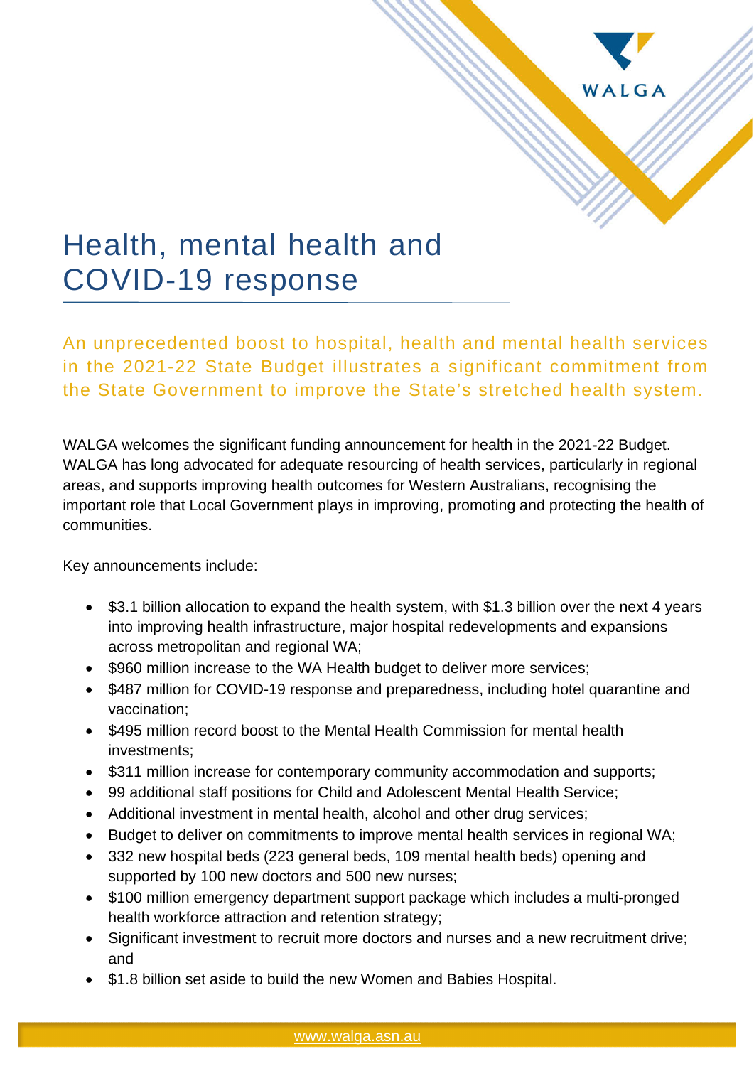# Health, mental health and COVID-19 response

An unprecedented boost to hospital, health and mental health services in the 2021-22 State Budget illustrates a significant commitment from the State Government to improve the State's stretched health system.

WALGA welcomes the significant funding announcement for health in the 2021-22 Budget. WALGA has long advocated for adequate resourcing of health services, particularly in regional areas, and supports improving health outcomes for Western Australians, recognising the important role that Local Government plays in improving, promoting and protecting the health of communities.

Key announcements include:

- $3.1 billion allocation to expand the health system, with $1.3 billion over the next 4 years into improving health infrastructure, major hospital redevelopments and expansions across metropolitan and regional WA;
- $960 million increase to the WA Health budget to deliver more services;
- $487 million for COVID-19 response and preparedness, including hotel quarantine and vaccination;
- $495 million record boost to the Mental Health Commission for mental health investments;
- $311 million increase for contemporary community accommodation and supports;
- 99 additional staff positions for Child and Adolescent Mental Health Service;
- Additional investment in mental health, alcohol and other drug services;
- Budget to deliver on commitments to improve mental health services in regional WA;
- 332 new hospital beds (223 general beds, 109 mental health beds) opening and supported by 100 new doctors and 500 new nurses;
- $100 million emergency department support package which includes a multi-pronged health workforce attraction and retention strategy;
- Significant investment to recruit more doctors and nurses and a new recruitment drive; and
- $1.8 billion set aside to build the new Women and Babies Hospital.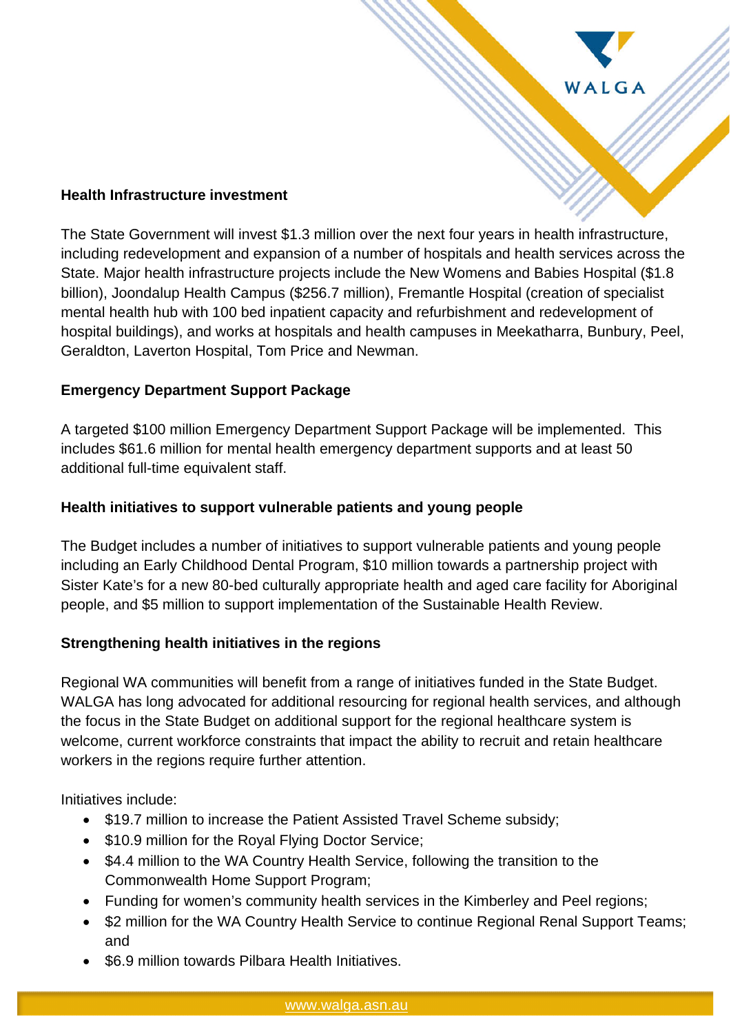**Health Infrastructure investment**

The State Government will invest $1.3 million over the next four years in health infrastructure, including redevelopment and expansion of a number of hospitals and health services across the State. Major health infrastructure projects include the New Womens and Babies Hospital ($1.8 billion), Joondalup Health Campus ($256.7 million), Fremantle Hospital (creation of specialist mental health hub with 100 bed inpatient capacity and refurbishment and redevelopment of hospital buildings), and works at hospitals and health campuses in Meekatharra, Bunbury, Peel, Geraldton, Laverton Hospital, Tom Price and Newman.

**Emergency Department Support Package**

A targeted $100 million Emergency Department Support Package will be implemented. This includes $61.6 million for mental health emergency department supports and at least 50 additional full-time equivalent staff.

**Health initiatives to support vulnerable patients and young people**

The Budget includes a number of initiatives to support vulnerable patients and young people including an Early Childhood Dental Program, $10 million towards a partnership project with Sister Kate's for a new 80-bed culturally appropriate health and aged care facility for Aboriginal people, and $5 million to support implementation of the Sustainable Health Review.

**Strengthening health initiatives in the regions**

Regional WA communities will benefit from a range of initiatives funded in the State Budget. WALGA has long advocated for additional resourcing for regional health services, and although the focus in the State Budget on additional support for the regional healthcare system is welcome, current workforce constraints that impact the ability to recruit and retain healthcare workers in the regions require further attention.

Initiatives include:

- $19.7 million to increase the Patient Assisted Travel Scheme subsidy;
- $10.9 million for the Royal Flying Doctor Service;
- $4.4 million to the WA Country Health Service, following the transition to the Commonwealth Home Support Program;
- Funding for women's community health services in the Kimberley and Peel regions;
- $2 million for the WA Country Health Service to continue Regional Renal Support Teams; and
- $6.9 million towards Pilbara Health Initiatives.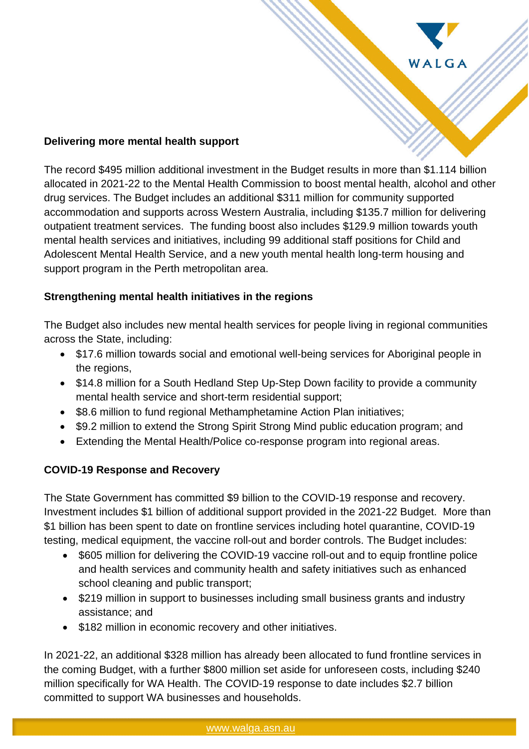**Delivering more mental health support**

The record $495 million additional investment in the Budget results in more than $1.114 billion allocated in 2021-22 to the Mental Health Commission to boost mental health, alcohol and other drug services. The Budget includes an additional $311 million for community supported accommodation and supports across Western Australia, including $135.7 million for delivering outpatient treatment services. The funding boost also includes $129.9 million towards youth mental health services and initiatives, including 99 additional staff positions for Child and Adolescent Mental Health Service, and a new youth mental health long-term housing and support program in the Perth metropolitan area.

**Strengthening mental health initiatives in the regions**

The Budget also includes new mental health services for people living in regional communities across the State, including:

- $17.6 million towards social and emotional well-being services for Aboriginal people in the regions,
- $14.8 million for a South Hedland Step Up-Step Down facility to provide a community mental health service and short-term residential support;
- $8.6 million to fund regional Methamphetamine Action Plan initiatives;
- $9.2 million to extend the Strong Spirit Strong Mind public education program; and
- Extending the Mental Health/Police co-response program into regional areas.

**COVID-19 Response and Recovery**

The State Government has committed $9 billion to the COVID-19 response and recovery. Investment includes $1 billion of additional support provided in the 2021-22 Budget. More than $1 billion has been spent to date on frontline services including hotel quarantine, COVID-19 testing, medical equipment, the vaccine roll-out and border controls. The Budget includes:

- $605 million for delivering the COVID-19 vaccine roll-out and to equip frontline police and health services and community health and safety initiatives such as enhanced school cleaning and public transport;
- $219 million in support to businesses including small business grants and industry assistance; and
- $182 million in economic recovery and other initiatives.

In 2021-22, an additional $328 million has already been allocated to fund frontline services in the coming Budget, with a further $800 million set aside for unforeseen costs, including $240 million specifically for WA Health. The COVID-19 response to date includes $2.7 billion committed to support WA businesses and households.